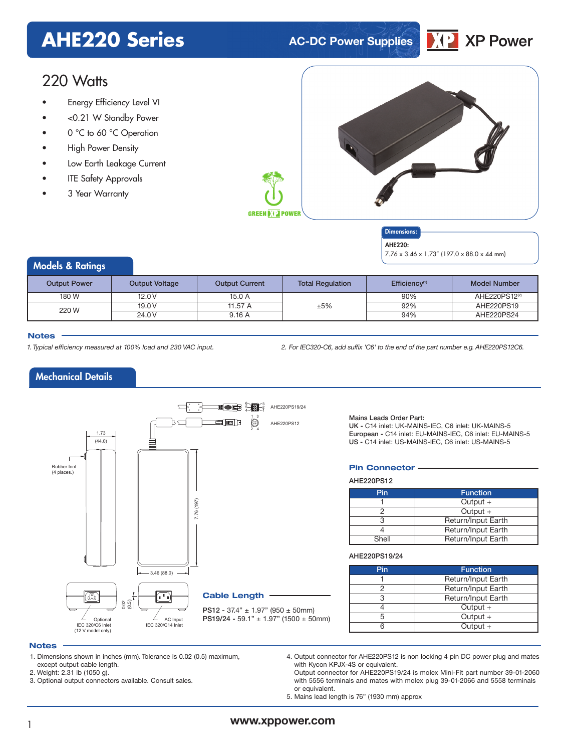# AHE220 Series

AC-DC Power Supplies

XP Power

## 220 Watts

- Energy Efficiency Level VI
- <0.21 W Standby Power
- 0 °C to 60 °C Operation
- High Power Density
- Low Earth Leakage Current
- ITE Safety Approvals
- 3 Year Warranty

GREEN XP POWER

**Dimensions:**

**AHE220:**
7.76 x 3.46 x 1.73" (197.0 x 88.0 x 44 mm)

## Models & Ratings

| Output Power | Output Voltage | Output Current | Total Regulation | Efficiency[1] | Model Number |
|---|---|---|---|---|---|
| 180 W | 12.0 V | 15.0 A | ±5% | 90% | AHE220PS12[2] |
| 220 W | 19.0 V | 11.57 A | | 92% | AHE220PS19 |
| | 24.0 V | 9.16 A | | 94% | AHE220PS24 |

### Notes

*1. Typical efficiency measured at 100% load and 230 VAC input.*

*2. For IEC320-C6, add suffix 'C6' to the end of the part number e.g. AHE220PS12C6.*

## Mechanical Details

AHE220PS19/24

AHE220PS12

1.73 (44.0)

Rubber foot (4 places.)

7.76 (197)

3.46 (88.0)

0.02 (0.5)

Optional IEC 320/C6 Inlet (12 V model only)

AC Input IEC 320/C14 Inlet

### Cable Length

**PS12 -** 37.4" ± 1.97" (950 ± 50mm)
**PS19/24 -** 59.1" ± 1.97" (1500 ± 50mm)

**Mains Leads Order Part:**
**UK -** C14 inlet: UK-MAINS-IEC, C6 inlet: UK-MAINS-5
**European -** C14 inlet: EU-MAINS-IEC, C6 inlet: EU-MAINS-5
**US -** C14 inlet: US-MAINS-IEC, C6 inlet: US-MAINS-5

### Pin Connector

AHE220PS12

| Pin | Function |
|---|---|
| 1 | Output + |
| 2 | Output + |
| 3 | Return/Input Earth |
| 4 | Return/Input Earth |
| Shell | Return/Input Earth |

AHE220PS19/24

| Pin | Function |
|---|---|
| 1 | Return/Input Earth |
| 2 | Return/Input Earth |
| 3 | Return/Input Earth |
| 4 | Output + |
| 5 | Output + |
| 6 | Output + |

### Notes

1. Dimensions shown in inches (mm). Tolerance is 0.02 (0.5) maximum, except output cable length.
2. Weight: 2.31 lb (1050 g).
3. Optional output connectors available. Consult sales.
4. Output connector for AHE220PS12 is non locking 4 pin DC power plug and mates with Kycon KPJX-4S or equivalent.
   Output connector for AHE220PS19/24 is molex Mini-Fit part number 39-01-2060 with 5556 terminals and mates with molex plug 39-01-2066 and 5558 terminals or equivalent.
5. Mains lead length is 76" (1930 mm) approx

www.xppower.com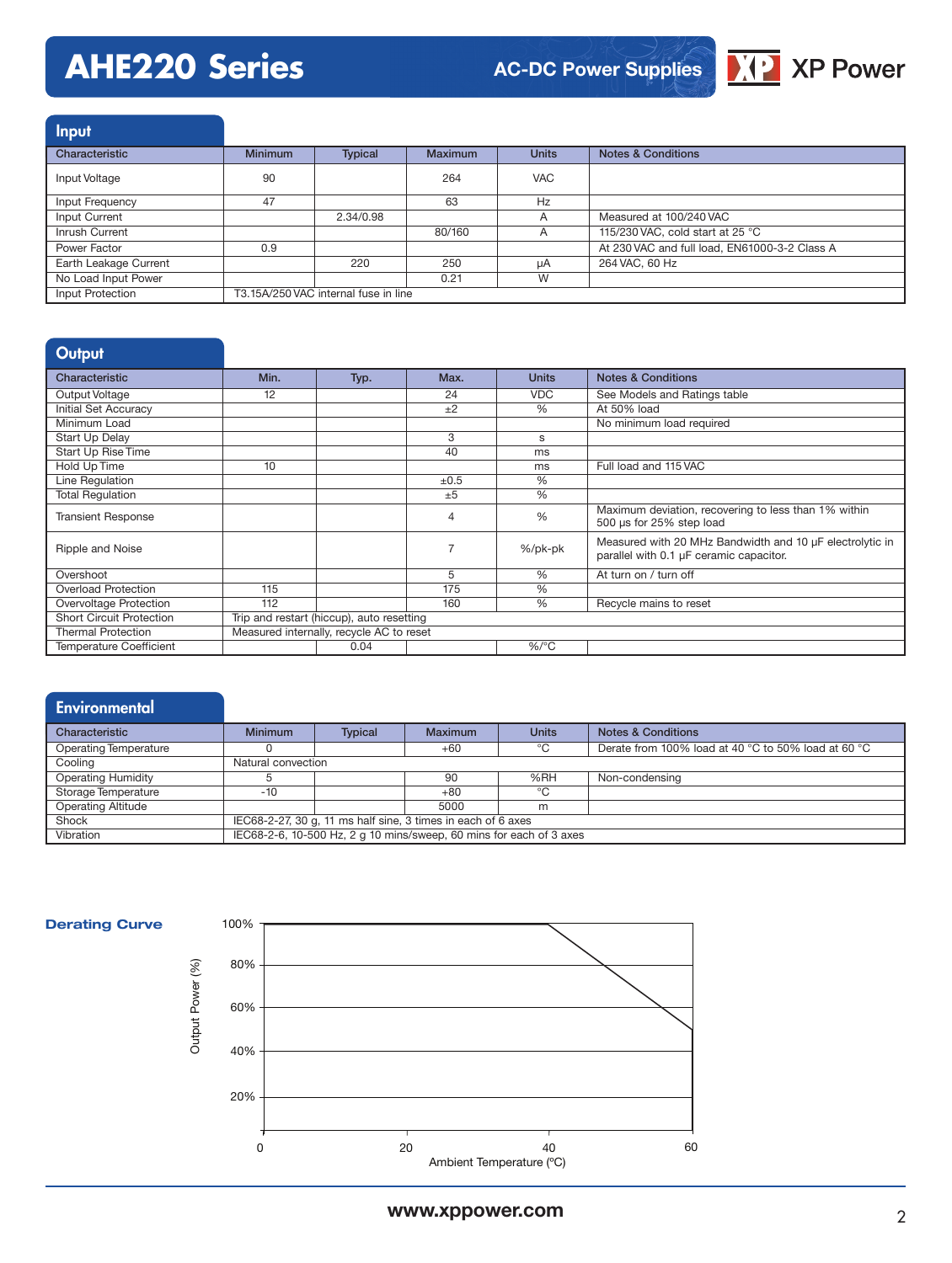## Input

| Characteristic | Minimum | Typical | Maximum | Units | Notes & Conditions |
|---|---|---|---|---|---|
| Input Voltage | 90 | | 264 | VAC | |
| Input Frequency | 47 | | 63 | Hz | |
| Input Current | | 2.34/0.98 | | A | Measured at 100/240 VAC |
| Inrush Current | | | 80/160 | A | 115/230 VAC, cold start at 25 °C |
| Power Factor | 0.9 | | | | At 230 VAC and full load, EN61000-3-2 Class A |
| Earth Leakage Current | | 220 | 250 | µA | 264 VAC, 60 Hz |
| No Load Input Power | | | 0.21 | W | |
| Input Protection | T3.15A/250 VAC internal fuse in line | | | | |

## Output

| Characteristic | Min. | Typ. | Max. | Units | Notes & Conditions |
|---|---|---|---|---|---|
| Output Voltage | 12 | | 24 | VDC | See Models and Ratings table |
| Initial Set Accuracy | | | ±2 | % | At 50% load |
| Minimum Load | | | | | No minimum load required |
| Start Up Delay | | | 3 | s | |
| Start Up Rise Time | | | 40 | ms | |
| Hold Up Time | 10 | | | ms | Full load and 115 VAC |
| Line Regulation | | | ±0.5 | % | |
| Total Regulation | | | ±5 | % | |
| Transient Response | | | 4 | % | Maximum deviation, recovering to less than 1% within 500 µs for 25% step load |
| Ripple and Noise | | | 7 | %/pk-pk | Measured with 20 MHz Bandwidth and 10 µF electrolytic in parallel with 0.1 µF ceramic capacitor. |
| Overshoot | | | 5 | % | At turn on / turn off |
| Overload Protection | 115 | | 175 | % | |
| Overvoltage Protection | 112 | | 160 | % | Recycle mains to reset |
| Short Circuit Protection | Trip and restart (hiccup), auto resetting | | | | |
| Thermal Protection | Measured internally, recycle AC to reset | | | | |
| Temperature Coefficient | | 0.04 | | %/°C | |

## Environmental

| Characteristic | Minimum | Typical | Maximum | Units | Notes & Conditions |
|---|---|---|---|---|---|
| Operating Temperature | 0 | | +60 | °C | Derate from 100% load at 40 °C to 50% load at 60 °C |
| Cooling | Natural convection | | | | |
| Operating Humidity | 5 | | 90 | %RH | Non-condensing |
| Storage Temperature | -10 | | +80 | °C | |
| Operating Altitude | | | 5000 | m | |
| Shock | IEC68-2-27, 30 g, 11 ms half sine, 3 times in each of 6 axes | | | | |
| Vibration | IEC68-2-6, 10-500 Hz, 2 g 10 mins/sweep, 60 mins for each of 3 axes | | | | |

### Derating Curve

Output Power (%) vs Ambient Temperature (°C): 100% from 0 to 40 °C, derating linearly to 50% at 60 °C.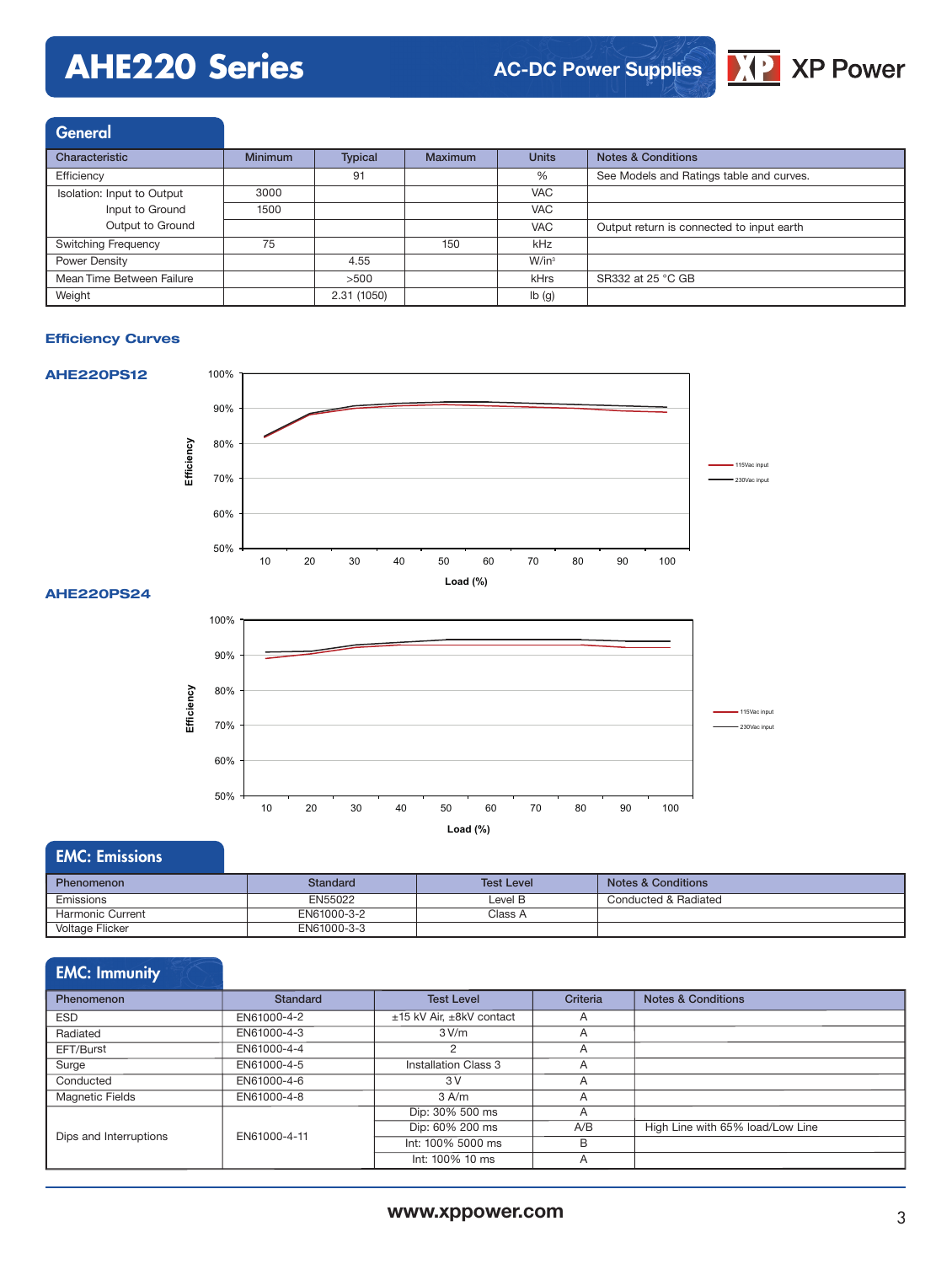## General

| Characteristic | Minimum | Typical | Maximum | Units | Notes & Conditions |
|---|---|---|---|---|---|
| Efficiency | | 91 | | % | See Models and Ratings table and curves. |
| Isolation: Input to Output | 3000 | | | VAC | |
| Input to Ground | 1500 | | | VAC | |
| Output to Ground | | | | VAC | Output return is connected to input earth |
| Switching Frequency | 75 | | 150 | kHz | |
| Power Density | | 4.55 | | W/in³ | |
| Mean Time Between Failure | | >500 | | kHrs | SR332 at 25 °C GB |
| Weight | | 2.31 (1050) | | lb (g) | |

### Efficiency Curves

**AHE220PS12**

Efficiency (50%–100%) vs Load (%) (10–100); 115Vac input, 230Vac input

**AHE220PS24**

Efficiency (50%–100%) vs Load (%) (10–100); 115Vac input, 230Vac input

## EMC: Emissions

| Phenomenon | Standard | Test Level | Notes & Conditions |
|---|---|---|---|
| Emissions | EN55022 | Level B | Conducted & Radiated |
| Harmonic Current | EN61000-3-2 | Class A | |
| Voltage Flicker | EN61000-3-3 | | |

## EMC: Immunity

| Phenomenon | Standard | Test Level | Criteria | Notes & Conditions |
|---|---|---|---|---|
| ESD | EN61000-4-2 | ±15 kV Air, ±8kV contact | A | |
| Radiated | EN61000-4-3 | 3 V/m | A | |
| EFT/Burst | EN61000-4-4 | 2 | A | |
| Surge | EN61000-4-5 | Installation Class 3 | A | |
| Conducted | EN61000-4-6 | 3 V | A | |
| Magnetic Fields | EN61000-4-8 | 3 A/m | A | |
| Dips and Interruptions | EN61000-4-11 | Dip: 30% 500 ms | A | |
| | | Dip: 60% 200 ms | A/B | High Line with 65% load/Low Line |
| | | Int: 100% 5000 ms | B | |
| | | Int: 100% 10 ms | A | |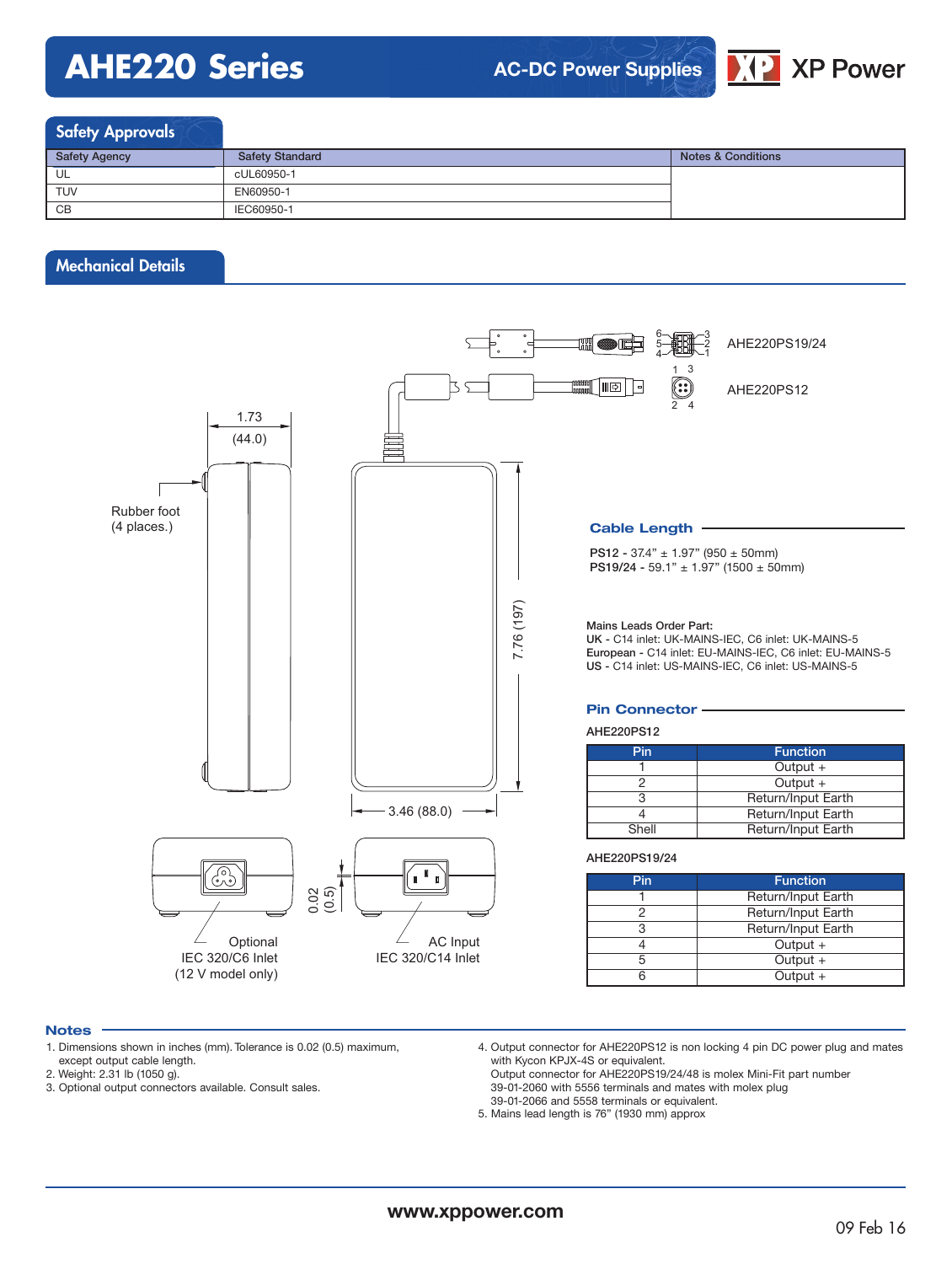## Safety Approvals

| Safety Agency | Safety Standard | Notes & Conditions |
|---|---|---|
| UL | cUL60950-1 | |
| TUV | EN60950-1 | |
| CB | IEC60950-1 | |

## Mechanical Details

AHE220PS19/24

AHE220PS12

1.73
(44.0)

Rubber foot
(4 places.)

7.76 (197)

3.46 (88.0)

0.02
(0.5)

Optional
IEC 320/C6 Inlet
(12 V model only)

AC Input
IEC 320/C14 Inlet

### Cable Length

**PS12** - 37.4" ± 1.97" (950 ± 50mm)
**PS19/24** - 59.1" ± 1.97" (1500 ± 50mm)

**Mains Leads Order Part:**
**UK** - C14 inlet: UK-MAINS-IEC, C6 inlet: UK-MAINS-5
**European** - C14 inlet: EU-MAINS-IEC, C6 inlet: EU-MAINS-5
**US** - C14 inlet: US-MAINS-IEC, C6 inlet: US-MAINS-5

### Pin Connector

AHE220PS12

| Pin | Function |
|---|---|
| 1 | Output + |
| 2 | Output + |
| 3 | Return/Input Earth |
| 4 | Return/Input Earth |
| Shell | Return/Input Earth |

AHE220PS19/24

| Pin | Function |
|---|---|
| 1 | Return/Input Earth |
| 2 | Return/Input Earth |
| 3 | Return/Input Earth |
| 4 | Output + |
| 5 | Output + |
| 6 | Output + |

### Notes

1. Dimensions shown in inches (mm). Tolerance is 0.02 (0.5) maximum, except output cable length.
2. Weight: 2.31 lb (1050 g).
3. Optional output connectors available. Consult sales.
4. Output connector for AHE220PS12 is non locking 4 pin DC power plug and mates with Kycon KPJX-4S or equivalent.
   Output connector for AHE220PS19/24/48 is molex Mini-Fit part number 39-01-2060 with 5556 terminals and mates with molex plug 39-01-2066 and 5558 terminals or equivalent.
5. Mains lead length is 76" (1930 mm) approx

www.xppower.com

09 Feb 16